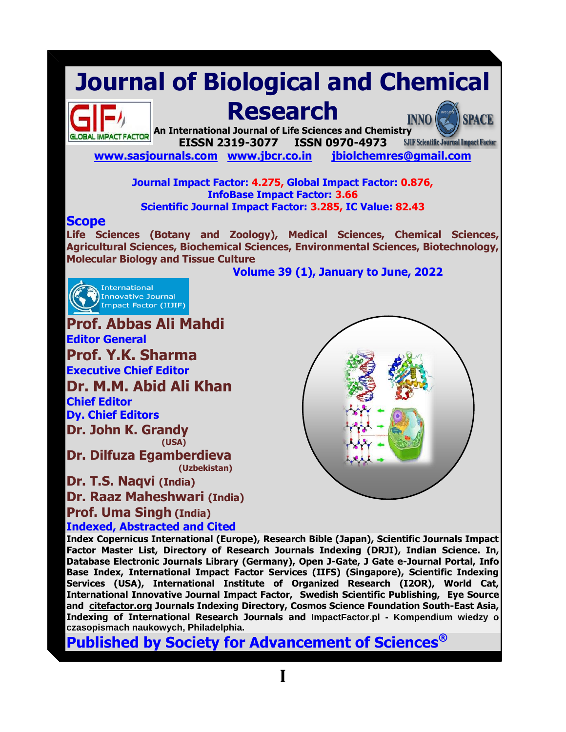# Journal of Biological and Chemical Research

**An International Journal of Life Sciences and Chemistry**

**EISSN 2319-3077 ISSN 0970-4973**

SJIF Scientific Journal Impact Factor

**www.sasjournals.com www.jbcr.co.in jbiolchemres@gmail.com**

**Journal Impact Factor: 4.275, Global Impact Factor: 0.876,**
**InfoBase Impact Factor: 3.66**
**Scientific Journal Impact Factor: 3.285, IC Value: 82.43**

## Scope

**Life Sciences (Botany and Zoology), Medical Sciences, Chemical Sciences, Agricultural Sciences, Biochemical Sciences, Environmental Sciences, Biotechnology, Molecular Biology and Tissue Culture**

**Volume 39 (1), January to June, 2022**

International Innovative Journal Impact Factor (IIJIF)

**Prof. Abbas Ali Mahdi**
**Editor General**

**Prof. Y.K. Sharma**
**Executive Chief Editor**

**Dr. M.M. Abid Ali Khan**
**Chief Editor**

**Dy. Chief Editors**

**Dr. John K. Grandy** (USA)

**Dr. Dilfuza Egamberdieva** (Uzbekistan)

**Dr. T.S. Naqvi** (India)

**Dr. Raaz Maheshwari** (India)

**Prof. Uma Singh** (India)

**Indexed, Abstracted and Cited**

**Index Copernicus International (Europe), Research Bible (Japan), Scientific Journals Impact Factor Master List, Directory of Research Journals Indexing (DRJI), Indian Science. In, Database Electronic Journals Library (Germany), Open J-Gate, J Gate e-Journal Portal, Info Base Index, International Impact Factor Services (IIFS) (Singapore), Scientific Indexing Services (USA), International Institute of Organized Research (I2OR), World Cat, International Innovative Journal Impact Factor, Swedish Scientific Publishing, Eye Source and citefactor.org Journals Indexing Directory, Cosmos Science Foundation South-East Asia, Indexing of International Research Journals and** ImpactFactor.pl - Kompendium wiedzy o czasopismach naukowych, Philadelphia.

**Published by Society for Advancement of Sciences®**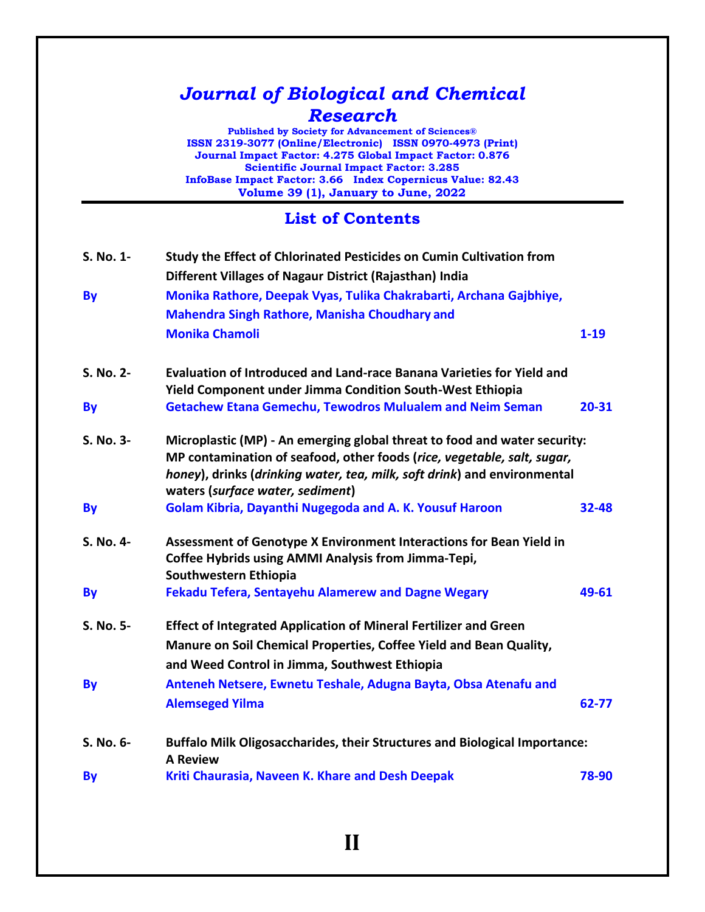# *Journal of Biological and Chemical Research*

**Published by Society for Advancement of Sciences®**
**ISSN 2319-3077 (Online/Electronic) ISSN 0970-4973 (Print)**
**Journal Impact Factor: 4.275 Global Impact Factor: 0.876**
**Scientific Journal Impact Factor: 3.285**
**InfoBase Impact Factor: 3.66 Index Copernicus Value: 82.43**
**Volume 39 (1), January to June, 2022**

## List of Contents

**S. No. 1-** **Study the Effect of Chlorinated Pesticides on Cumin Cultivation from Different Villages of Nagaur District (Rajasthan) India**
**By** **Monika Rathore, Deepak Vyas, Tulika Chakrabarti, Archana Gajbhiye, Mahendra Singh Rathore, Manisha Choudhary and Monika Chamoli** **1-19**

**S. No. 2-** **Evaluation of Introduced and Land-race Banana Varieties for Yield and Yield Component under Jimma Condition South-West Ethiopia**
**By** **Getachew Etana Gemechu, Tewodros Mulualem and Neim Seman** **20-31**

**S. No. 3-** **Microplastic (MP) - An emerging global threat to food and water security: MP contamination of seafood, other foods (*rice, vegetable, salt, sugar, honey*), drinks (*drinking water, tea, milk, soft drink*) and environmental waters (*surface water, sediment*)**
**By** **Golam Kibria, Dayanthi Nugegoda and A. K. Yousuf Haroon** **32-48**

**S. No. 4-** **Assessment of Genotype X Environment Interactions for Bean Yield in Coffee Hybrids using AMMI Analysis from Jimma-Tepi, Southwestern Ethiopia**
**By** **Fekadu Tefera, Sentayehu Alamerew and Dagne Wegary** **49-61**

**S. No. 5-** **Effect of Integrated Application of Mineral Fertilizer and Green Manure on Soil Chemical Properties, Coffee Yield and Bean Quality, and Weed Control in Jimma, Southwest Ethiopia**
**By** **Anteneh Netsere, Ewnetu Teshale, Adugna Bayta, Obsa Atenafu and Alemseged Yilma** **62-77**

**S. No. 6-** **Buffalo Milk Oligosaccharides, their Structures and Biological Importance: A Review**
**By** **Kriti Chaurasia, Naveen K. Khare and Desh Deepak** **78-90**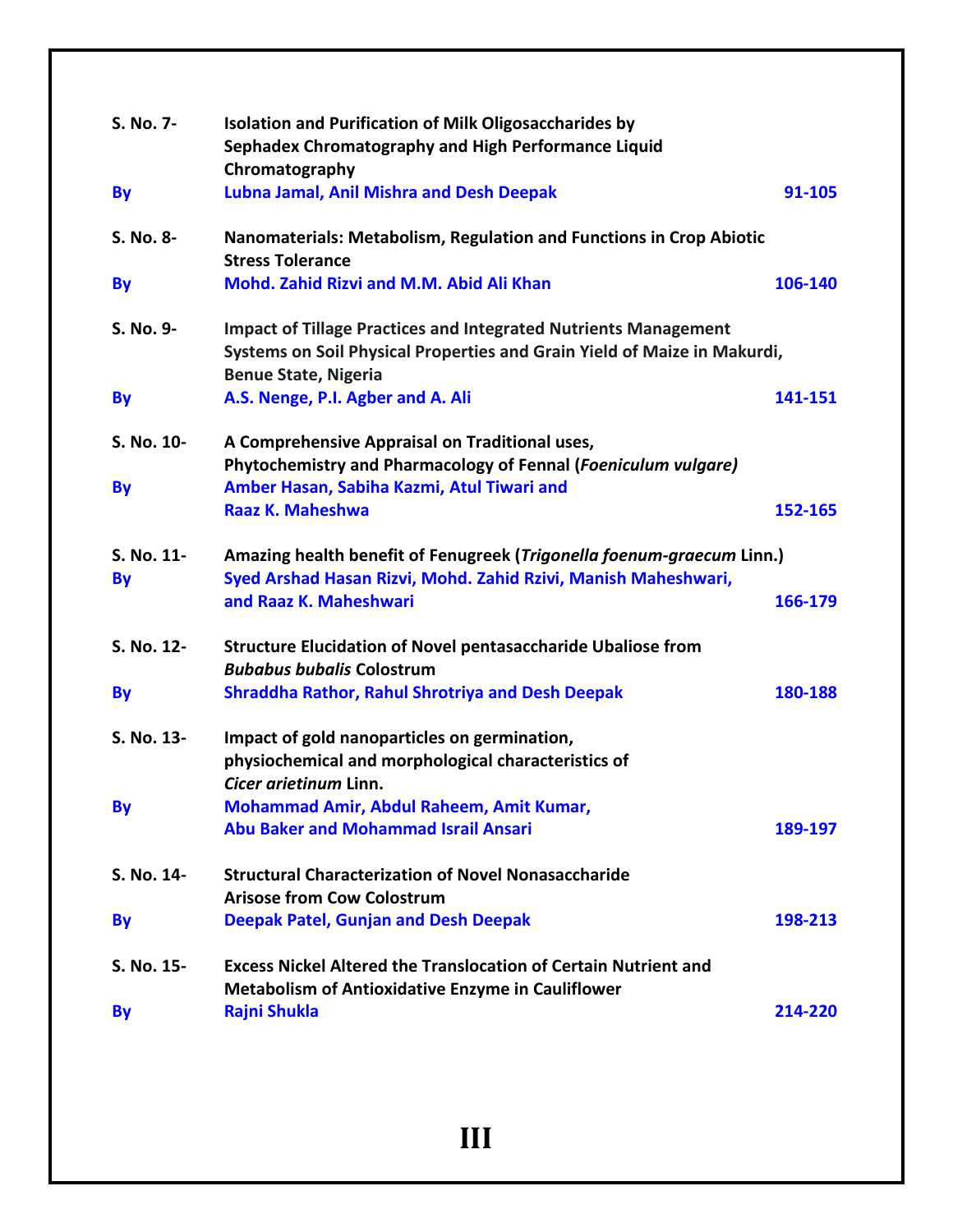| | | |
|---|---|---|
| **S. No. 7-** | **Isolation and Purification of Milk Oligosaccharides by Sephadex Chromatography and High Performance Liquid Chromatography** | |
| **By** | **Lubna Jamal, Anil Mishra and Desh Deepak** | **91-105** |
| **S. No. 8-** | **Nanomaterials: Metabolism, Regulation and Functions in Crop Abiotic Stress Tolerance** | |
| **By** | **Mohd. Zahid Rizvi and M.M. Abid Ali Khan** | **106-140** |
| **S. No. 9-** | **Impact of Tillage Practices and Integrated Nutrients Management Systems on Soil Physical Properties and Grain Yield of Maize in Makurdi, Benue State, Nigeria** | |
| **By** | **A.S. Nenge, P.I. Agber and A. Ali** | **141-151** |
| **S. No. 10-** | **A Comprehensive Appraisal on Traditional uses, Phytochemistry and Pharmacology of Fennal (*Foeniculum vulgare*)** | |
| **By** | **Amber Hasan, Sabiha Kazmi, Atul Tiwari and Raaz K. Maheshwa** | **152-165** |
| **S. No. 11-** | **Amazing health benefit of Fenugreek (*Trigonella foenum-graecum* Linn.)** | |
| **By** | **Syed Arshad Hasan Rizvi, Mohd. Zahid Rzivi, Manish Maheshwari, and Raaz K. Maheshwari** | **166-179** |
| **S. No. 12-** | **Structure Elucidation of Novel pentasaccharide Ubaliose from *Bubabus bubalis* Colostrum** | |
| **By** | **Shraddha Rathor, Rahul Shrotriya and Desh Deepak** | **180-188** |
| **S. No. 13-** | **Impact of gold nanoparticles on germination, physiochemical and morphological characteristics of *Cicer arietinum* Linn.** | |
| **By** | **Mohammad Amir, Abdul Raheem, Amit Kumar, Abu Baker and Mohammad Israil Ansari** | **189-197** |
| **S. No. 14-** | **Structural Characterization of Novel Nonasaccharide Arisose from Cow Colostrum** | |
| **By** | **Deepak Patel, Gunjan and Desh Deepak** | **198-213** |
| **S. No. 15-** | **Excess Nickel Altered the Translocation of Certain Nutrient and Metabolism of Antioxidative Enzyme in Cauliflower** | |
| **By** | **Rajni Shukla** | **214-220** |